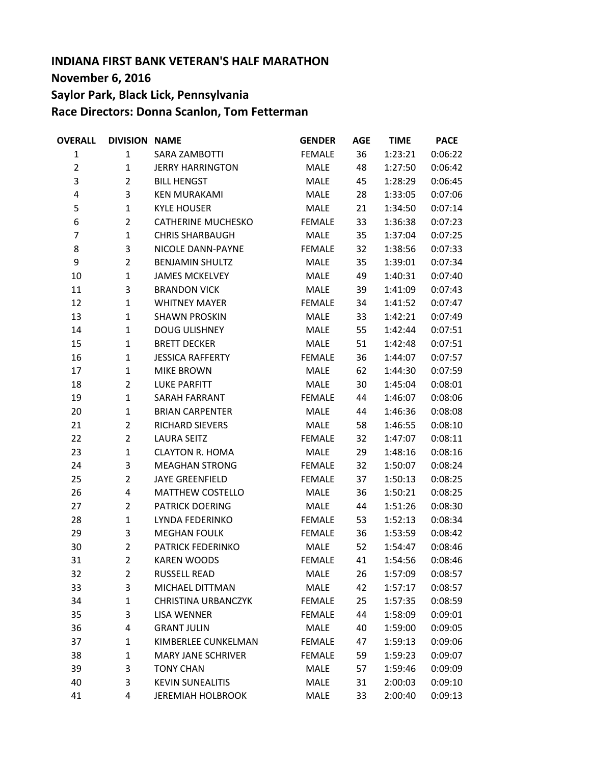**INDIANA FIRST BANK VETERAN'S HALF MARATHON**
**November 6, 2016**
**Saylor Park, Black Lick, Pennsylvania**
**Race Directors: Donna Scanlon, Tom Fetterman**

| OVERALL | DIVISION | NAME | GENDER | AGE | TIME | PACE |
|---|---|---|---|---|---|---|
| 1 | 1 | SARA ZAMBOTTI | FEMALE | 36 | 1:23:21 | 0:06:22 |
| 2 | 1 | JERRY HARRINGTON | MALE | 48 | 1:27:50 | 0:06:42 |
| 3 | 2 | BILL HENGST | MALE | 45 | 1:28:29 | 0:06:45 |
| 4 | 3 | KEN MURAKAMI | MALE | 28 | 1:33:05 | 0:07:06 |
| 5 | 1 | KYLE HOUSER | MALE | 21 | 1:34:50 | 0:07:14 |
| 6 | 2 | CATHERINE MUCHESKO | FEMALE | 33 | 1:36:38 | 0:07:23 |
| 7 | 1 | CHRIS SHARBAUGH | MALE | 35 | 1:37:04 | 0:07:25 |
| 8 | 3 | NICOLE DANN-PAYNE | FEMALE | 32 | 1:38:56 | 0:07:33 |
| 9 | 2 | BENJAMIN SHULTZ | MALE | 35 | 1:39:01 | 0:07:34 |
| 10 | 1 | JAMES MCKELVEY | MALE | 49 | 1:40:31 | 0:07:40 |
| 11 | 3 | BRANDON VICK | MALE | 39 | 1:41:09 | 0:07:43 |
| 12 | 1 | WHITNEY MAYER | FEMALE | 34 | 1:41:52 | 0:07:47 |
| 13 | 1 | SHAWN PROSKIN | MALE | 33 | 1:42:21 | 0:07:49 |
| 14 | 1 | DOUG ULISHNEY | MALE | 55 | 1:42:44 | 0:07:51 |
| 15 | 1 | BRETT DECKER | MALE | 51 | 1:42:48 | 0:07:51 |
| 16 | 1 | JESSICA RAFFERTY | FEMALE | 36 | 1:44:07 | 0:07:57 |
| 17 | 1 | MIKE BROWN | MALE | 62 | 1:44:30 | 0:07:59 |
| 18 | 2 | LUKE PARFITT | MALE | 30 | 1:45:04 | 0:08:01 |
| 19 | 1 | SARAH FARRANT | FEMALE | 44 | 1:46:07 | 0:08:06 |
| 20 | 1 | BRIAN CARPENTER | MALE | 44 | 1:46:36 | 0:08:08 |
| 21 | 2 | RICHARD SIEVERS | MALE | 58 | 1:46:55 | 0:08:10 |
| 22 | 2 | LAURA SEITZ | FEMALE | 32 | 1:47:07 | 0:08:11 |
| 23 | 1 | CLAYTON R. HOMA | MALE | 29 | 1:48:16 | 0:08:16 |
| 24 | 3 | MEAGHAN STRONG | FEMALE | 32 | 1:50:07 | 0:08:24 |
| 25 | 2 | JAYE GREENFIELD | FEMALE | 37 | 1:50:13 | 0:08:25 |
| 26 | 4 | MATTHEW COSTELLO | MALE | 36 | 1:50:21 | 0:08:25 |
| 27 | 2 | PATRICK DOERING | MALE | 44 | 1:51:26 | 0:08:30 |
| 28 | 1 | LYNDA FEDERINKO | FEMALE | 53 | 1:52:13 | 0:08:34 |
| 29 | 3 | MEGHAN FOULK | FEMALE | 36 | 1:53:59 | 0:08:42 |
| 30 | 2 | PATRICK FEDERINKO | MALE | 52 | 1:54:47 | 0:08:46 |
| 31 | 2 | KAREN WOODS | FEMALE | 41 | 1:54:56 | 0:08:46 |
| 32 | 2 | RUSSELL READ | MALE | 26 | 1:57:09 | 0:08:57 |
| 33 | 3 | MICHAEL DITTMAN | MALE | 42 | 1:57:17 | 0:08:57 |
| 34 | 1 | CHRISTINA URBANCZYK | FEMALE | 25 | 1:57:35 | 0:08:59 |
| 35 | 3 | LISA WENNER | FEMALE | 44 | 1:58:09 | 0:09:01 |
| 36 | 4 | GRANT JULIN | MALE | 40 | 1:59:00 | 0:09:05 |
| 37 | 1 | KIMBERLEE CUNKELMAN | FEMALE | 47 | 1:59:13 | 0:09:06 |
| 38 | 1 | MARY JANE SCHRIVER | FEMALE | 59 | 1:59:23 | 0:09:07 |
| 39 | 3 | TONY CHAN | MALE | 57 | 1:59:46 | 0:09:09 |
| 40 | 3 | KEVIN SUNEALITIS | MALE | 31 | 2:00:03 | 0:09:10 |
| 41 | 4 | JEREMIAH HOLBROOK | MALE | 33 | 2:00:40 | 0:09:13 |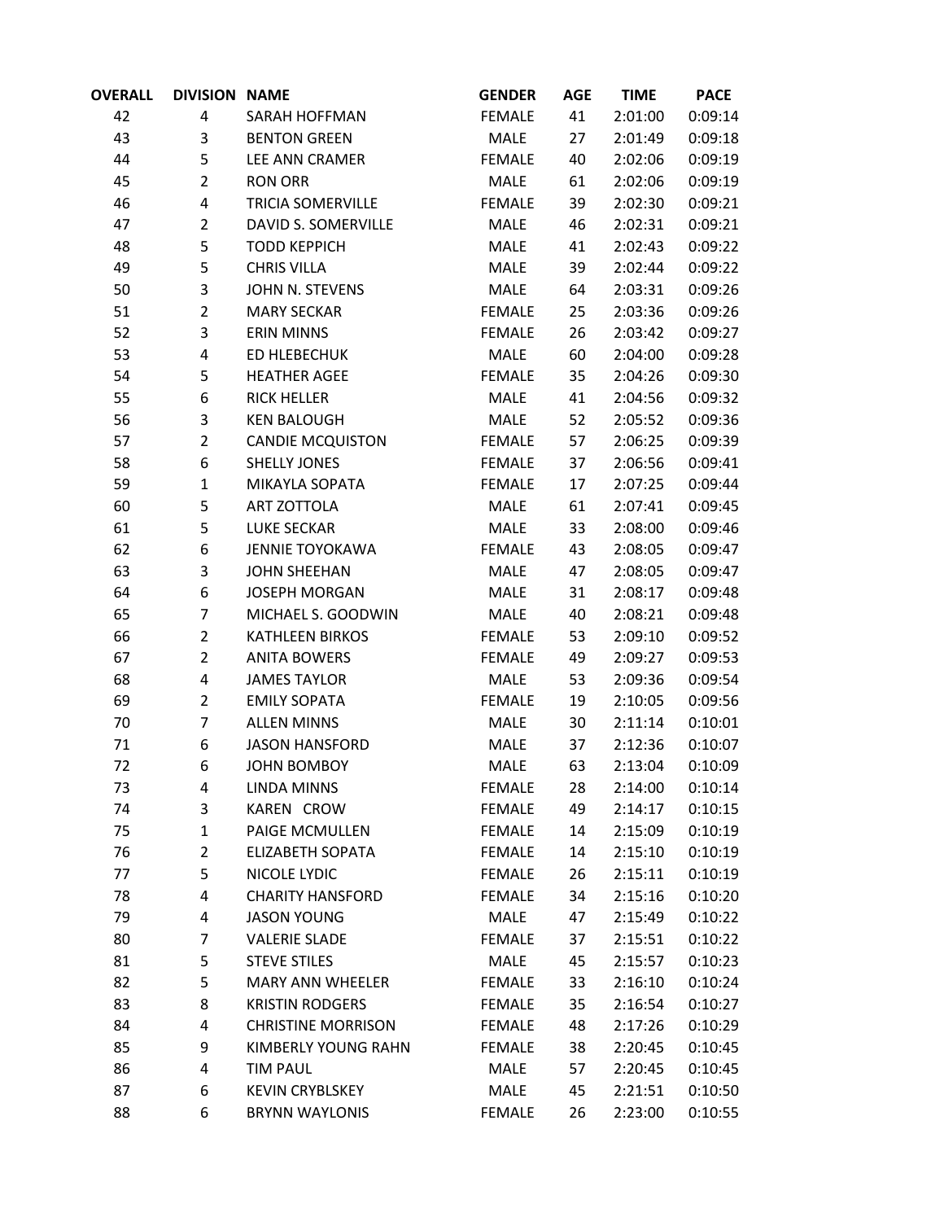| OVERALL | DIVISION | NAME | GENDER | AGE | TIME | PACE |
|---|---|---|---|---|---|---|
| 42 | 4 | SARAH HOFFMAN | FEMALE | 41 | 2:01:00 | 0:09:14 |
| 43 | 3 | BENTON GREEN | MALE | 27 | 2:01:49 | 0:09:18 |
| 44 | 5 | LEE ANN CRAMER | FEMALE | 40 | 2:02:06 | 0:09:19 |
| 45 | 2 | RON ORR | MALE | 61 | 2:02:06 | 0:09:19 |
| 46 | 4 | TRICIA SOMERVILLE | FEMALE | 39 | 2:02:30 | 0:09:21 |
| 47 | 2 | DAVID S. SOMERVILLE | MALE | 46 | 2:02:31 | 0:09:21 |
| 48 | 5 | TODD KEPPICH | MALE | 41 | 2:02:43 | 0:09:22 |
| 49 | 5 | CHRIS VILLA | MALE | 39 | 2:02:44 | 0:09:22 |
| 50 | 3 | JOHN N. STEVENS | MALE | 64 | 2:03:31 | 0:09:26 |
| 51 | 2 | MARY SECKAR | FEMALE | 25 | 2:03:36 | 0:09:26 |
| 52 | 3 | ERIN MINNS | FEMALE | 26 | 2:03:42 | 0:09:27 |
| 53 | 4 | ED HLEBECHUK | MALE | 60 | 2:04:00 | 0:09:28 |
| 54 | 5 | HEATHER AGEE | FEMALE | 35 | 2:04:26 | 0:09:30 |
| 55 | 6 | RICK HELLER | MALE | 41 | 2:04:56 | 0:09:32 |
| 56 | 3 | KEN BALOUGH | MALE | 52 | 2:05:52 | 0:09:36 |
| 57 | 2 | CANDIE MCQUISTON | FEMALE | 57 | 2:06:25 | 0:09:39 |
| 58 | 6 | SHELLY JONES | FEMALE | 37 | 2:06:56 | 0:09:41 |
| 59 | 1 | MIKAYLA SOPATA | FEMALE | 17 | 2:07:25 | 0:09:44 |
| 60 | 5 | ART ZOTTOLA | MALE | 61 | 2:07:41 | 0:09:45 |
| 61 | 5 | LUKE SECKAR | MALE | 33 | 2:08:00 | 0:09:46 |
| 62 | 6 | JENNIE TOYOKAWA | FEMALE | 43 | 2:08:05 | 0:09:47 |
| 63 | 3 | JOHN SHEEHAN | MALE | 47 | 2:08:05 | 0:09:47 |
| 64 | 6 | JOSEPH MORGAN | MALE | 31 | 2:08:17 | 0:09:48 |
| 65 | 7 | MICHAEL S. GOODWIN | MALE | 40 | 2:08:21 | 0:09:48 |
| 66 | 2 | KATHLEEN BIRKOS | FEMALE | 53 | 2:09:10 | 0:09:52 |
| 67 | 2 | ANITA BOWERS | FEMALE | 49 | 2:09:27 | 0:09:53 |
| 68 | 4 | JAMES TAYLOR | MALE | 53 | 2:09:36 | 0:09:54 |
| 69 | 2 | EMILY SOPATA | FEMALE | 19 | 2:10:05 | 0:09:56 |
| 70 | 7 | ALLEN MINNS | MALE | 30 | 2:11:14 | 0:10:01 |
| 71 | 6 | JASON HANSFORD | MALE | 37 | 2:12:36 | 0:10:07 |
| 72 | 6 | JOHN BOMBOY | MALE | 63 | 2:13:04 | 0:10:09 |
| 73 | 4 | LINDA MINNS | FEMALE | 28 | 2:14:00 | 0:10:14 |
| 74 | 3 | KAREN CROW | FEMALE | 49 | 2:14:17 | 0:10:15 |
| 75 | 1 | PAIGE MCMULLEN | FEMALE | 14 | 2:15:09 | 0:10:19 |
| 76 | 2 | ELIZABETH SOPATA | FEMALE | 14 | 2:15:10 | 0:10:19 |
| 77 | 5 | NICOLE LYDIC | FEMALE | 26 | 2:15:11 | 0:10:19 |
| 78 | 4 | CHARITY HANSFORD | FEMALE | 34 | 2:15:16 | 0:10:20 |
| 79 | 4 | JASON YOUNG | MALE | 47 | 2:15:49 | 0:10:22 |
| 80 | 7 | VALERIE SLADE | FEMALE | 37 | 2:15:51 | 0:10:22 |
| 81 | 5 | STEVE STILES | MALE | 45 | 2:15:57 | 0:10:23 |
| 82 | 5 | MARY ANN WHEELER | FEMALE | 33 | 2:16:10 | 0:10:24 |
| 83 | 8 | KRISTIN RODGERS | FEMALE | 35 | 2:16:54 | 0:10:27 |
| 84 | 4 | CHRISTINE MORRISON | FEMALE | 48 | 2:17:26 | 0:10:29 |
| 85 | 9 | KIMBERLY YOUNG RAHN | FEMALE | 38 | 2:20:45 | 0:10:45 |
| 86 | 4 | TIM PAUL | MALE | 57 | 2:20:45 | 0:10:45 |
| 87 | 6 | KEVIN CRYBLSKEY | MALE | 45 | 2:21:51 | 0:10:50 |
| 88 | 6 | BRYNN WAYLONIS | FEMALE | 26 | 2:23:00 | 0:10:55 |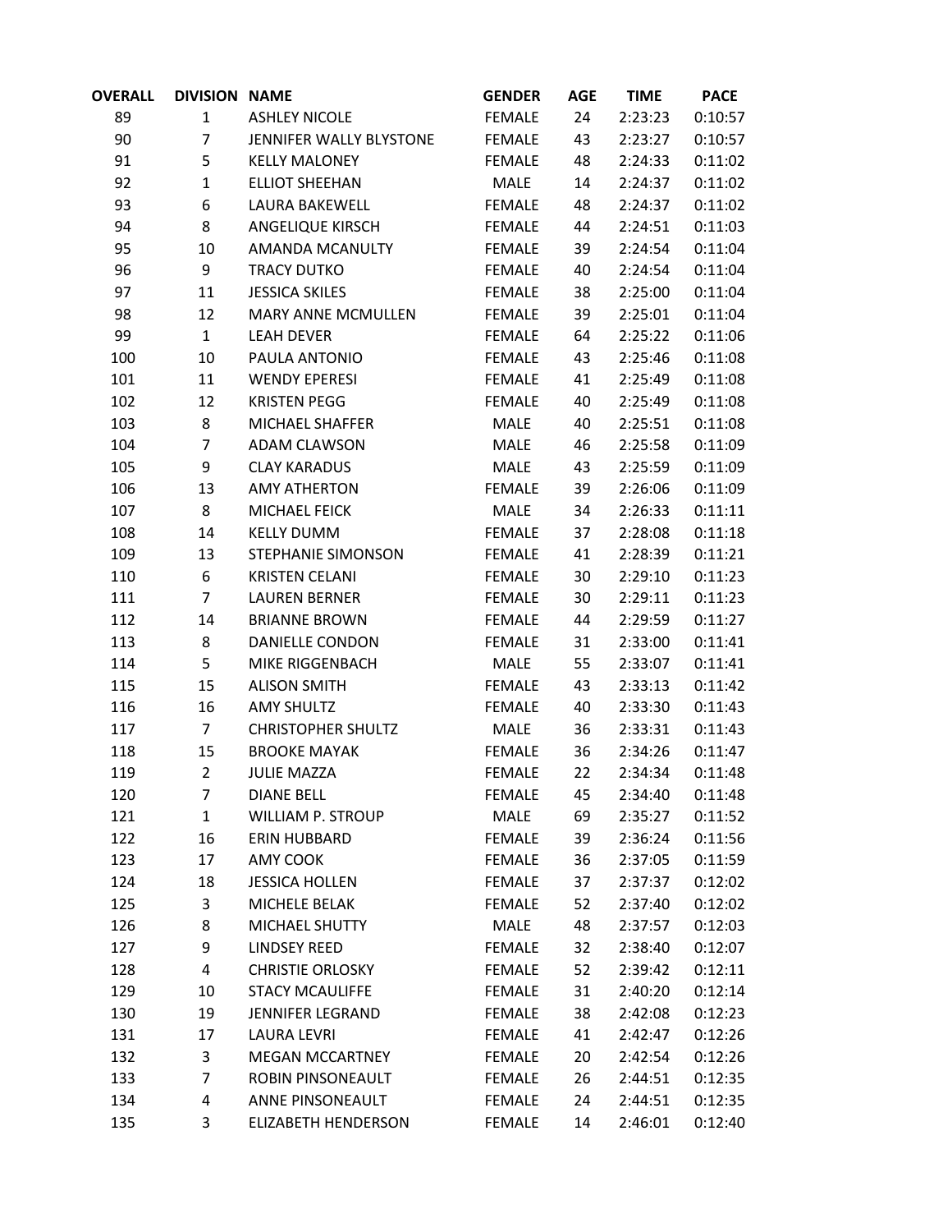| OVERALL | DIVISION | NAME | GENDER | AGE | TIME | PACE |
|---|---|---|---|---|---|---|
| 89 | 1 | ASHLEY NICOLE | FEMALE | 24 | 2:23:23 | 0:10:57 |
| 90 | 7 | JENNIFER WALLY BLYSTONE | FEMALE | 43 | 2:23:27 | 0:10:57 |
| 91 | 5 | KELLY MALONEY | FEMALE | 48 | 2:24:33 | 0:11:02 |
| 92 | 1 | ELLIOT SHEEHAN | MALE | 14 | 2:24:37 | 0:11:02 |
| 93 | 6 | LAURA BAKEWELL | FEMALE | 48 | 2:24:37 | 0:11:02 |
| 94 | 8 | ANGELIQUE KIRSCH | FEMALE | 44 | 2:24:51 | 0:11:03 |
| 95 | 10 | AMANDA MCANULTY | FEMALE | 39 | 2:24:54 | 0:11:04 |
| 96 | 9 | TRACY DUTKO | FEMALE | 40 | 2:24:54 | 0:11:04 |
| 97 | 11 | JESSICA SKILES | FEMALE | 38 | 2:25:00 | 0:11:04 |
| 98 | 12 | MARY ANNE MCMULLEN | FEMALE | 39 | 2:25:01 | 0:11:04 |
| 99 | 1 | LEAH DEVER | FEMALE | 64 | 2:25:22 | 0:11:06 |
| 100 | 10 | PAULA ANTONIO | FEMALE | 43 | 2:25:46 | 0:11:08 |
| 101 | 11 | WENDY EPERESI | FEMALE | 41 | 2:25:49 | 0:11:08 |
| 102 | 12 | KRISTEN PEGG | FEMALE | 40 | 2:25:49 | 0:11:08 |
| 103 | 8 | MICHAEL SHAFFER | MALE | 40 | 2:25:51 | 0:11:08 |
| 104 | 7 | ADAM CLAWSON | MALE | 46 | 2:25:58 | 0:11:09 |
| 105 | 9 | CLAY KARADUS | MALE | 43 | 2:25:59 | 0:11:09 |
| 106 | 13 | AMY ATHERTON | FEMALE | 39 | 2:26:06 | 0:11:09 |
| 107 | 8 | MICHAEL FEICK | MALE | 34 | 2:26:33 | 0:11:11 |
| 108 | 14 | KELLY DUMM | FEMALE | 37 | 2:28:08 | 0:11:18 |
| 109 | 13 | STEPHANIE SIMONSON | FEMALE | 41 | 2:28:39 | 0:11:21 |
| 110 | 6 | KRISTEN CELANI | FEMALE | 30 | 2:29:10 | 0:11:23 |
| 111 | 7 | LAUREN BERNER | FEMALE | 30 | 2:29:11 | 0:11:23 |
| 112 | 14 | BRIANNE BROWN | FEMALE | 44 | 2:29:59 | 0:11:27 |
| 113 | 8 | DANIELLE CONDON | FEMALE | 31 | 2:33:00 | 0:11:41 |
| 114 | 5 | MIKE RIGGENBACH | MALE | 55 | 2:33:07 | 0:11:41 |
| 115 | 15 | ALISON SMITH | FEMALE | 43 | 2:33:13 | 0:11:42 |
| 116 | 16 | AMY SHULTZ | FEMALE | 40 | 2:33:30 | 0:11:43 |
| 117 | 7 | CHRISTOPHER SHULTZ | MALE | 36 | 2:33:31 | 0:11:43 |
| 118 | 15 | BROOKE MAYAK | FEMALE | 36 | 2:34:26 | 0:11:47 |
| 119 | 2 | JULIE MAZZA | FEMALE | 22 | 2:34:34 | 0:11:48 |
| 120 | 7 | DIANE BELL | FEMALE | 45 | 2:34:40 | 0:11:48 |
| 121 | 1 | WILLIAM P. STROUP | MALE | 69 | 2:35:27 | 0:11:52 |
| 122 | 16 | ERIN HUBBARD | FEMALE | 39 | 2:36:24 | 0:11:56 |
| 123 | 17 | AMY COOK | FEMALE | 36 | 2:37:05 | 0:11:59 |
| 124 | 18 | JESSICA HOLLEN | FEMALE | 37 | 2:37:37 | 0:12:02 |
| 125 | 3 | MICHELE BELAK | FEMALE | 52 | 2:37:40 | 0:12:02 |
| 126 | 8 | MICHAEL SHUTTY | MALE | 48 | 2:37:57 | 0:12:03 |
| 127 | 9 | LINDSEY REED | FEMALE | 32 | 2:38:40 | 0:12:07 |
| 128 | 4 | CHRISTIE ORLOSKY | FEMALE | 52 | 2:39:42 | 0:12:11 |
| 129 | 10 | STACY MCAULIFFE | FEMALE | 31 | 2:40:20 | 0:12:14 |
| 130 | 19 | JENNIFER LEGRAND | FEMALE | 38 | 2:42:08 | 0:12:23 |
| 131 | 17 | LAURA LEVRI | FEMALE | 41 | 2:42:47 | 0:12:26 |
| 132 | 3 | MEGAN MCCARTNEY | FEMALE | 20 | 2:42:54 | 0:12:26 |
| 133 | 7 | ROBIN PINSONEAULT | FEMALE | 26 | 2:44:51 | 0:12:35 |
| 134 | 4 | ANNE PINSONEAULT | FEMALE | 24 | 2:44:51 | 0:12:35 |
| 135 | 3 | ELIZABETH HENDERSON | FEMALE | 14 | 2:46:01 | 0:12:40 |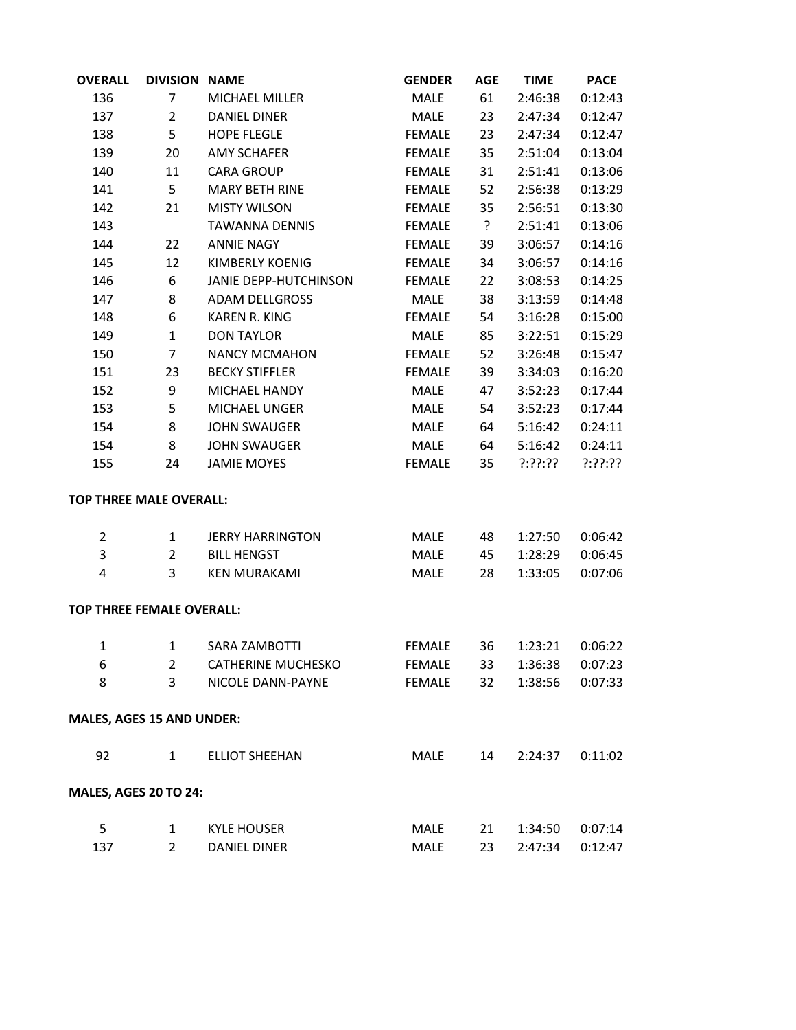| OVERALL | DIVISION | NAME | GENDER | AGE | TIME | PACE |
|---|---|---|---|---|---|---|
| 136 | 7 | MICHAEL MILLER | MALE | 61 | 2:46:38 | 0:12:43 |
| 137 | 2 | DANIEL DINER | MALE | 23 | 2:47:34 | 0:12:47 |
| 138 | 5 | HOPE FLEGLE | FEMALE | 23 | 2:47:34 | 0:12:47 |
| 139 | 20 | AMY SCHAFER | FEMALE | 35 | 2:51:04 | 0:13:04 |
| 140 | 11 | CARA GROUP | FEMALE | 31 | 2:51:41 | 0:13:06 |
| 141 | 5 | MARY BETH RINE | FEMALE | 52 | 2:56:38 | 0:13:29 |
| 142 | 21 | MISTY WILSON | FEMALE | 35 | 2:56:51 | 0:13:30 |
| 143 | | TAWANNA DENNIS | FEMALE | ? | 2:51:41 | 0:13:06 |
| 144 | 22 | ANNIE NAGY | FEMALE | 39 | 3:06:57 | 0:14:16 |
| 145 | 12 | KIMBERLY KOENIG | FEMALE | 34 | 3:06:57 | 0:14:16 |
| 146 | 6 | JANIE DEPP-HUTCHINSON | FEMALE | 22 | 3:08:53 | 0:14:25 |
| 147 | 8 | ADAM DELLGROSS | MALE | 38 | 3:13:59 | 0:14:48 |
| 148 | 6 | KAREN R. KING | FEMALE | 54 | 3:16:28 | 0:15:00 |
| 149 | 1 | DON TAYLOR | MALE | 85 | 3:22:51 | 0:15:29 |
| 150 | 7 | NANCY MCMAHON | FEMALE | 52 | 3:26:48 | 0:15:47 |
| 151 | 23 | BECKY STIFFLER | FEMALE | 39 | 3:34:03 | 0:16:20 |
| 152 | 9 | MICHAEL HANDY | MALE | 47 | 3:52:23 | 0:17:44 |
| 153 | 5 | MICHAEL UNGER | MALE | 54 | 3:52:23 | 0:17:44 |
| 154 | 8 | JOHN SWAUGER | MALE | 64 | 5:16:42 | 0:24:11 |
| 154 | 8 | JOHN SWAUGER | MALE | 64 | 5:16:42 | 0:24:11 |
| 155 | 24 | JAMIE MOYES | FEMALE | 35 | ?:??:?? | ?:??:?? |

**TOP THREE MALE OVERALL:**

| OVERALL | DIVISION | NAME | GENDER | AGE | TIME | PACE |
|---|---|---|---|---|---|---|
| 2 | 1 | JERRY HARRINGTON | MALE | 48 | 1:27:50 | 0:06:42 |
| 3 | 2 | BILL HENGST | MALE | 45 | 1:28:29 | 0:06:45 |
| 4 | 3 | KEN MURAKAMI | MALE | 28 | 1:33:05 | 0:07:06 |

**TOP THREE FEMALE OVERALL:**

| OVERALL | DIVISION | NAME | GENDER | AGE | TIME | PACE |
|---|---|---|---|---|---|---|
| 1 | 1 | SARA ZAMBOTTI | FEMALE | 36 | 1:23:21 | 0:06:22 |
| 6 | 2 | CATHERINE MUCHESKO | FEMALE | 33 | 1:36:38 | 0:07:23 |
| 8 | 3 | NICOLE DANN-PAYNE | FEMALE | 32 | 1:38:56 | 0:07:33 |

**MALES, AGES 15 AND UNDER:**

| OVERALL | DIVISION | NAME | GENDER | AGE | TIME | PACE |
|---|---|---|---|---|---|---|
| 92 | 1 | ELLIOT SHEEHAN | MALE | 14 | 2:24:37 | 0:11:02 |

**MALES, AGES 20 TO 24:**

| OVERALL | DIVISION | NAME | GENDER | AGE | TIME | PACE |
|---|---|---|---|---|---|---|
| 5 | 1 | KYLE HOUSER | MALE | 21 | 1:34:50 | 0:07:14 |
| 137 | 2 | DANIEL DINER | MALE | 23 | 2:47:34 | 0:12:47 |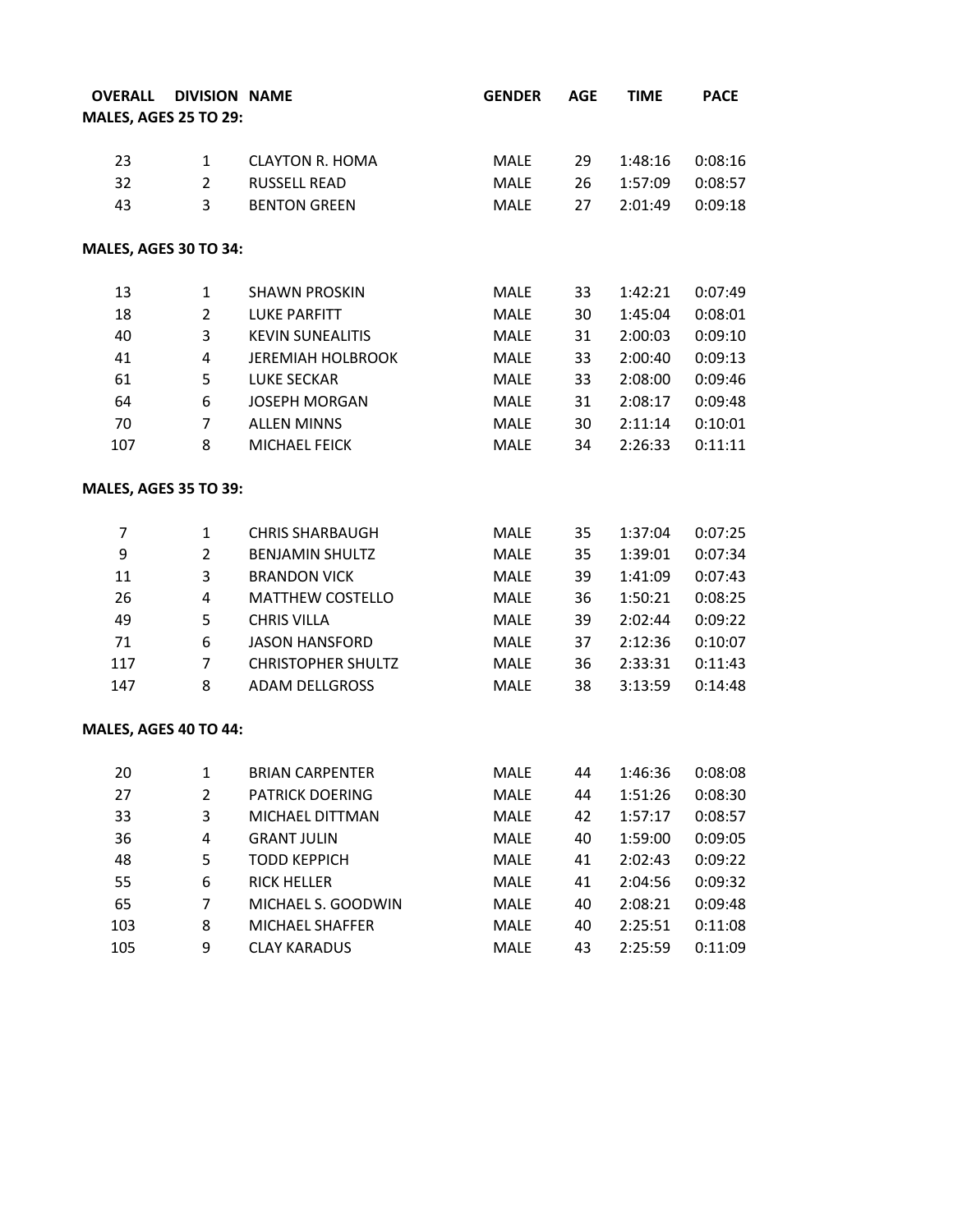| OVERALL | DIVISION | NAME | GENDER | AGE | TIME | PACE |
|---|---|---|---|---|---|---|
| **MALES, AGES 25 TO 29:** | | | | | | |
| 23 | 1 | CLAYTON R. HOMA | MALE | 29 | 1:48:16 | 0:08:16 |
| 32 | 2 | RUSSELL READ | MALE | 26 | 1:57:09 | 0:08:57 |
| 43 | 3 | BENTON GREEN | MALE | 27 | 2:01:49 | 0:09:18 |
| **MALES, AGES 30 TO 34:** | | | | | | |
| 13 | 1 | SHAWN PROSKIN | MALE | 33 | 1:42:21 | 0:07:49 |
| 18 | 2 | LUKE PARFITT | MALE | 30 | 1:45:04 | 0:08:01 |
| 40 | 3 | KEVIN SUNEALITIS | MALE | 31 | 2:00:03 | 0:09:10 |
| 41 | 4 | JEREMIAH HOLBROOK | MALE | 33 | 2:00:40 | 0:09:13 |
| 61 | 5 | LUKE SECKAR | MALE | 33 | 2:08:00 | 0:09:46 |
| 64 | 6 | JOSEPH MORGAN | MALE | 31 | 2:08:17 | 0:09:48 |
| 70 | 7 | ALLEN MINNS | MALE | 30 | 2:11:14 | 0:10:01 |
| 107 | 8 | MICHAEL FEICK | MALE | 34 | 2:26:33 | 0:11:11 |
| **MALES, AGES 35 TO 39:** | | | | | | |
| 7 | 1 | CHRIS SHARBAUGH | MALE | 35 | 1:37:04 | 0:07:25 |
| 9 | 2 | BENJAMIN SHULTZ | MALE | 35 | 1:39:01 | 0:07:34 |
| 11 | 3 | BRANDON VICK | MALE | 39 | 1:41:09 | 0:07:43 |
| 26 | 4 | MATTHEW COSTELLO | MALE | 36 | 1:50:21 | 0:08:25 |
| 49 | 5 | CHRIS VILLA | MALE | 39 | 2:02:44 | 0:09:22 |
| 71 | 6 | JASON HANSFORD | MALE | 37 | 2:12:36 | 0:10:07 |
| 117 | 7 | CHRISTOPHER SHULTZ | MALE | 36 | 2:33:31 | 0:11:43 |
| 147 | 8 | ADAM DELLGROSS | MALE | 38 | 3:13:59 | 0:14:48 |
| **MALES, AGES 40 TO 44:** | | | | | | |
| 20 | 1 | BRIAN CARPENTER | MALE | 44 | 1:46:36 | 0:08:08 |
| 27 | 2 | PATRICK DOERING | MALE | 44 | 1:51:26 | 0:08:30 |
| 33 | 3 | MICHAEL DITTMAN | MALE | 42 | 1:57:17 | 0:08:57 |
| 36 | 4 | GRANT JULIN | MALE | 40 | 1:59:00 | 0:09:05 |
| 48 | 5 | TODD KEPPICH | MALE | 41 | 2:02:43 | 0:09:22 |
| 55 | 6 | RICK HELLER | MALE | 41 | 2:04:56 | 0:09:32 |
| 65 | 7 | MICHAEL S. GOODWIN | MALE | 40 | 2:08:21 | 0:09:48 |
| 103 | 8 | MICHAEL SHAFFER | MALE | 40 | 2:25:51 | 0:11:08 |
| 105 | 9 | CLAY KARADUS | MALE | 43 | 2:25:59 | 0:11:09 |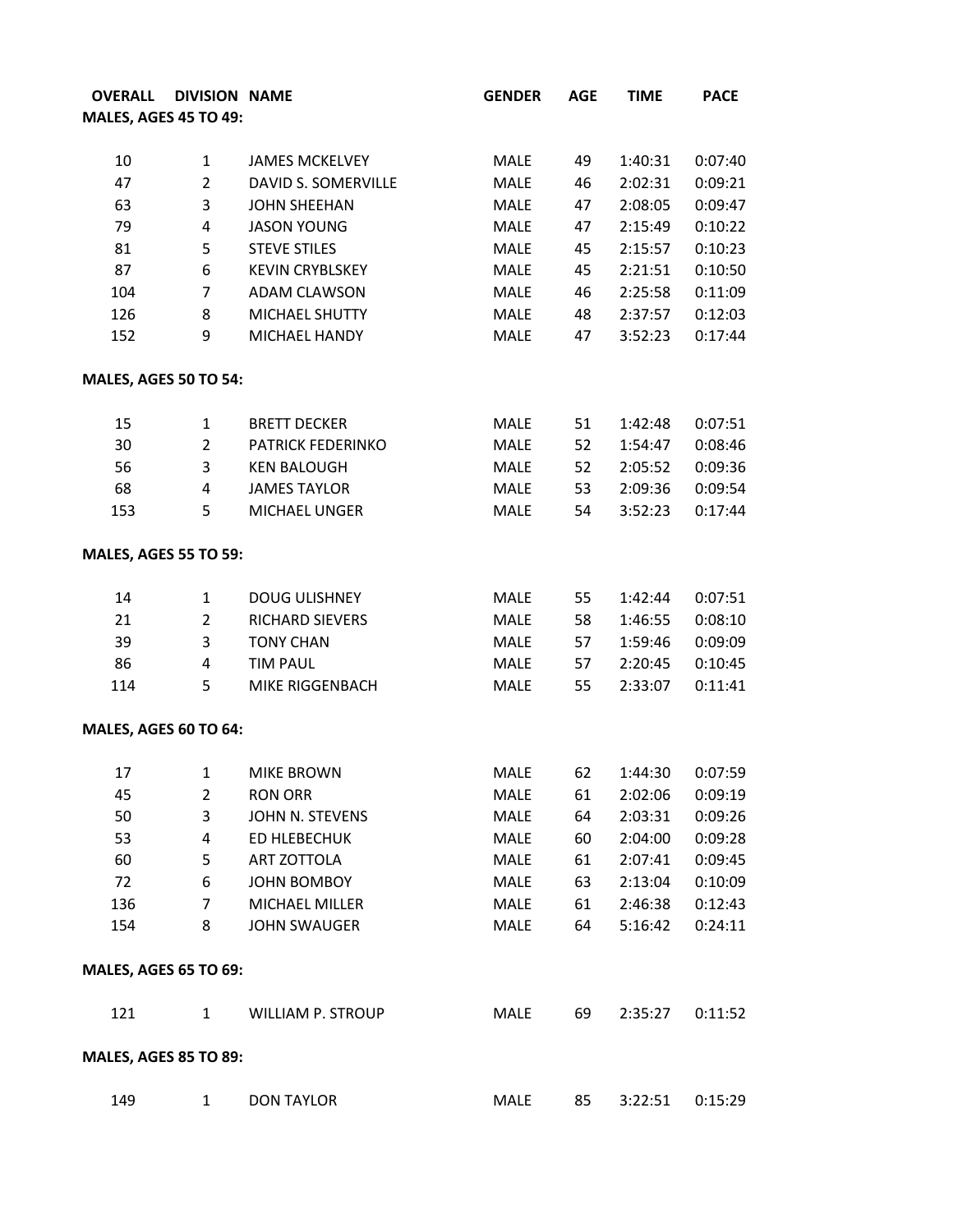| OVERALL | DIVISION | NAME | GENDER | AGE | TIME | PACE |
|---|---|---|---|---|---|---|
| **MALES, AGES 45 TO 49:** | | | | | | |
| 10 | 1 | JAMES MCKELVEY | MALE | 49 | 1:40:31 | 0:07:40 |
| 47 | 2 | DAVID S. SOMERVILLE | MALE | 46 | 2:02:31 | 0:09:21 |
| 63 | 3 | JOHN SHEEHAN | MALE | 47 | 2:08:05 | 0:09:47 |
| 79 | 4 | JASON YOUNG | MALE | 47 | 2:15:49 | 0:10:22 |
| 81 | 5 | STEVE STILES | MALE | 45 | 2:15:57 | 0:10:23 |
| 87 | 6 | KEVIN CRYBLSKEY | MALE | 45 | 2:21:51 | 0:10:50 |
| 104 | 7 | ADAM CLAWSON | MALE | 46 | 2:25:58 | 0:11:09 |
| 126 | 8 | MICHAEL SHUTTY | MALE | 48 | 2:37:57 | 0:12:03 |
| 152 | 9 | MICHAEL HANDY | MALE | 47 | 3:52:23 | 0:17:44 |
| **MALES, AGES 50 TO 54:** | | | | | | |
| 15 | 1 | BRETT DECKER | MALE | 51 | 1:42:48 | 0:07:51 |
| 30 | 2 | PATRICK FEDERINKO | MALE | 52 | 1:54:47 | 0:08:46 |
| 56 | 3 | KEN BALOUGH | MALE | 52 | 2:05:52 | 0:09:36 |
| 68 | 4 | JAMES TAYLOR | MALE | 53 | 2:09:36 | 0:09:54 |
| 153 | 5 | MICHAEL UNGER | MALE | 54 | 3:52:23 | 0:17:44 |
| **MALES, AGES 55 TO 59:** | | | | | | |
| 14 | 1 | DOUG ULISHNEY | MALE | 55 | 1:42:44 | 0:07:51 |
| 21 | 2 | RICHARD SIEVERS | MALE | 58 | 1:46:55 | 0:08:10 |
| 39 | 3 | TONY CHAN | MALE | 57 | 1:59:46 | 0:09:09 |
| 86 | 4 | TIM PAUL | MALE | 57 | 2:20:45 | 0:10:45 |
| 114 | 5 | MIKE RIGGENBACH | MALE | 55 | 2:33:07 | 0:11:41 |
| **MALES, AGES 60 TO 64:** | | | | | | |
| 17 | 1 | MIKE BROWN | MALE | 62 | 1:44:30 | 0:07:59 |
| 45 | 2 | RON ORR | MALE | 61 | 2:02:06 | 0:09:19 |
| 50 | 3 | JOHN N. STEVENS | MALE | 64 | 2:03:31 | 0:09:26 |
| 53 | 4 | ED HLEBECHUK | MALE | 60 | 2:04:00 | 0:09:28 |
| 60 | 5 | ART ZOTTOLA | MALE | 61 | 2:07:41 | 0:09:45 |
| 72 | 6 | JOHN BOMBOY | MALE | 63 | 2:13:04 | 0:10:09 |
| 136 | 7 | MICHAEL MILLER | MALE | 61 | 2:46:38 | 0:12:43 |
| 154 | 8 | JOHN SWAUGER | MALE | 64 | 5:16:42 | 0:24:11 |
| **MALES, AGES 65 TO 69:** | | | | | | |
| 121 | 1 | WILLIAM P. STROUP | MALE | 69 | 2:35:27 | 0:11:52 |
| **MALES, AGES 85 TO 89:** | | | | | | |
| 149 | 1 | DON TAYLOR | MALE | 85 | 3:22:51 | 0:15:29 |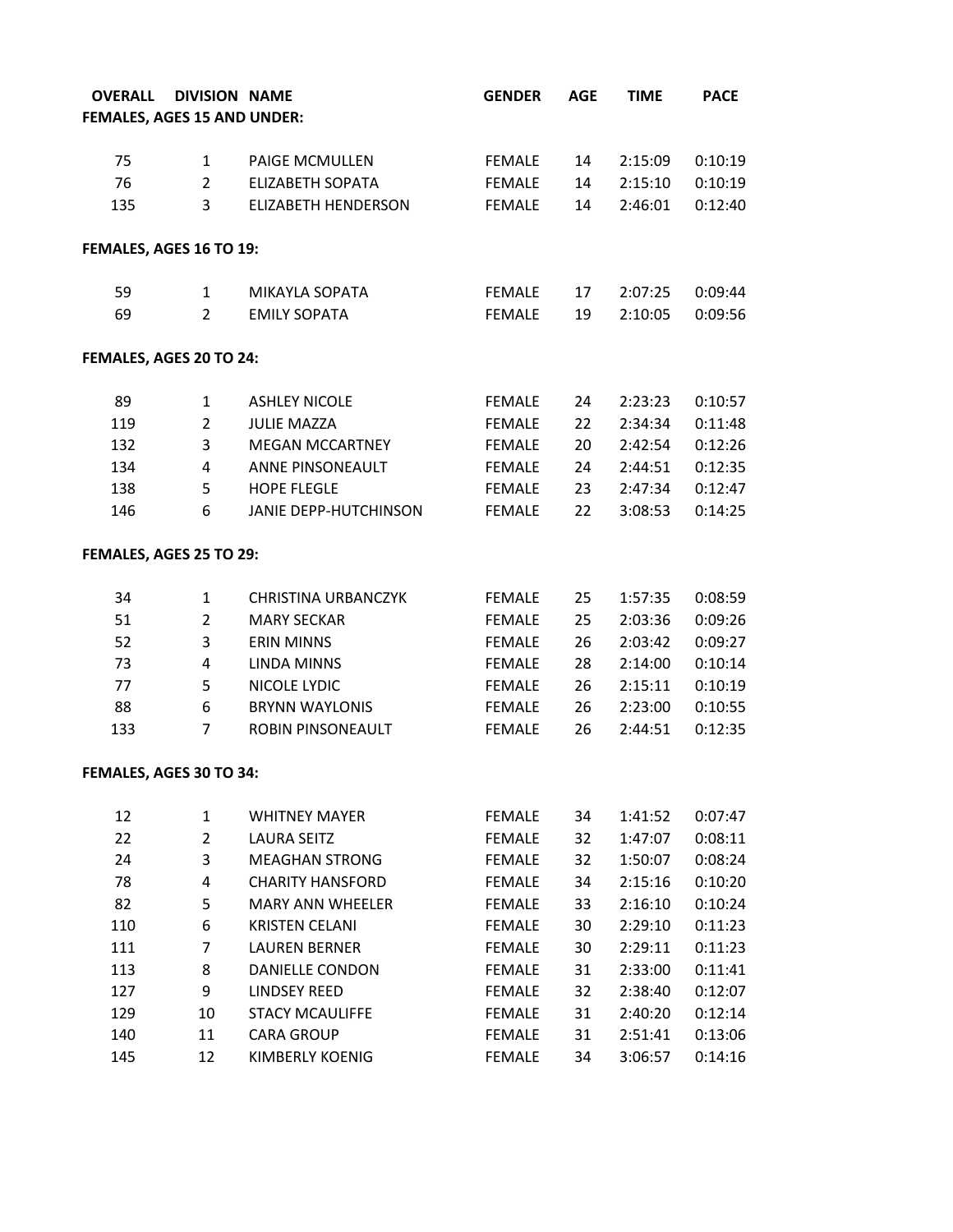| OVERALL | DIVISION | NAME | GENDER | AGE | TIME | PACE |
|---|---|---|---|---|---|---|
| **FEMALES, AGES 15 AND UNDER:** | | | | | | |
| 75 | 1 | PAIGE MCMULLEN | FEMALE | 14 | 2:15:09 | 0:10:19 |
| 76 | 2 | ELIZABETH SOPATA | FEMALE | 14 | 2:15:10 | 0:10:19 |
| 135 | 3 | ELIZABETH HENDERSON | FEMALE | 14 | 2:46:01 | 0:12:40 |
| **FEMALES, AGES 16 TO 19:** | | | | | | |
| 59 | 1 | MIKAYLA SOPATA | FEMALE | 17 | 2:07:25 | 0:09:44 |
| 69 | 2 | EMILY SOPATA | FEMALE | 19 | 2:10:05 | 0:09:56 |
| **FEMALES, AGES 20 TO 24:** | | | | | | |
| 89 | 1 | ASHLEY NICOLE | FEMALE | 24 | 2:23:23 | 0:10:57 |
| 119 | 2 | JULIE MAZZA | FEMALE | 22 | 2:34:34 | 0:11:48 |
| 132 | 3 | MEGAN MCCARTNEY | FEMALE | 20 | 2:42:54 | 0:12:26 |
| 134 | 4 | ANNE PINSONEAULT | FEMALE | 24 | 2:44:51 | 0:12:35 |
| 138 | 5 | HOPE FLEGLE | FEMALE | 23 | 2:47:34 | 0:12:47 |
| 146 | 6 | JANIE DEPP-HUTCHINSON | FEMALE | 22 | 3:08:53 | 0:14:25 |
| **FEMALES, AGES 25 TO 29:** | | | | | | |
| 34 | 1 | CHRISTINA URBANCZYK | FEMALE | 25 | 1:57:35 | 0:08:59 |
| 51 | 2 | MARY SECKAR | FEMALE | 25 | 2:03:36 | 0:09:26 |
| 52 | 3 | ERIN MINNS | FEMALE | 26 | 2:03:42 | 0:09:27 |
| 73 | 4 | LINDA MINNS | FEMALE | 28 | 2:14:00 | 0:10:14 |
| 77 | 5 | NICOLE LYDIC | FEMALE | 26 | 2:15:11 | 0:10:19 |
| 88 | 6 | BRYNN WAYLONIS | FEMALE | 26 | 2:23:00 | 0:10:55 |
| 133 | 7 | ROBIN PINSONEAULT | FEMALE | 26 | 2:44:51 | 0:12:35 |
| **FEMALES, AGES 30 TO 34:** | | | | | | |
| 12 | 1 | WHITNEY MAYER | FEMALE | 34 | 1:41:52 | 0:07:47 |
| 22 | 2 | LAURA SEITZ | FEMALE | 32 | 1:47:07 | 0:08:11 |
| 24 | 3 | MEAGHAN STRONG | FEMALE | 32 | 1:50:07 | 0:08:24 |
| 78 | 4 | CHARITY HANSFORD | FEMALE | 34 | 2:15:16 | 0:10:20 |
| 82 | 5 | MARY ANN WHEELER | FEMALE | 33 | 2:16:10 | 0:10:24 |
| 110 | 6 | KRISTEN CELANI | FEMALE | 30 | 2:29:10 | 0:11:23 |
| 111 | 7 | LAUREN BERNER | FEMALE | 30 | 2:29:11 | 0:11:23 |
| 113 | 8 | DANIELLE CONDON | FEMALE | 31 | 2:33:00 | 0:11:41 |
| 127 | 9 | LINDSEY REED | FEMALE | 32 | 2:38:40 | 0:12:07 |
| 129 | 10 | STACY MCAULIFFE | FEMALE | 31 | 2:40:20 | 0:12:14 |
| 140 | 11 | CARA GROUP | FEMALE | 31 | 2:51:41 | 0:13:06 |
| 145 | 12 | KIMBERLY KOENIG | FEMALE | 34 | 3:06:57 | 0:14:16 |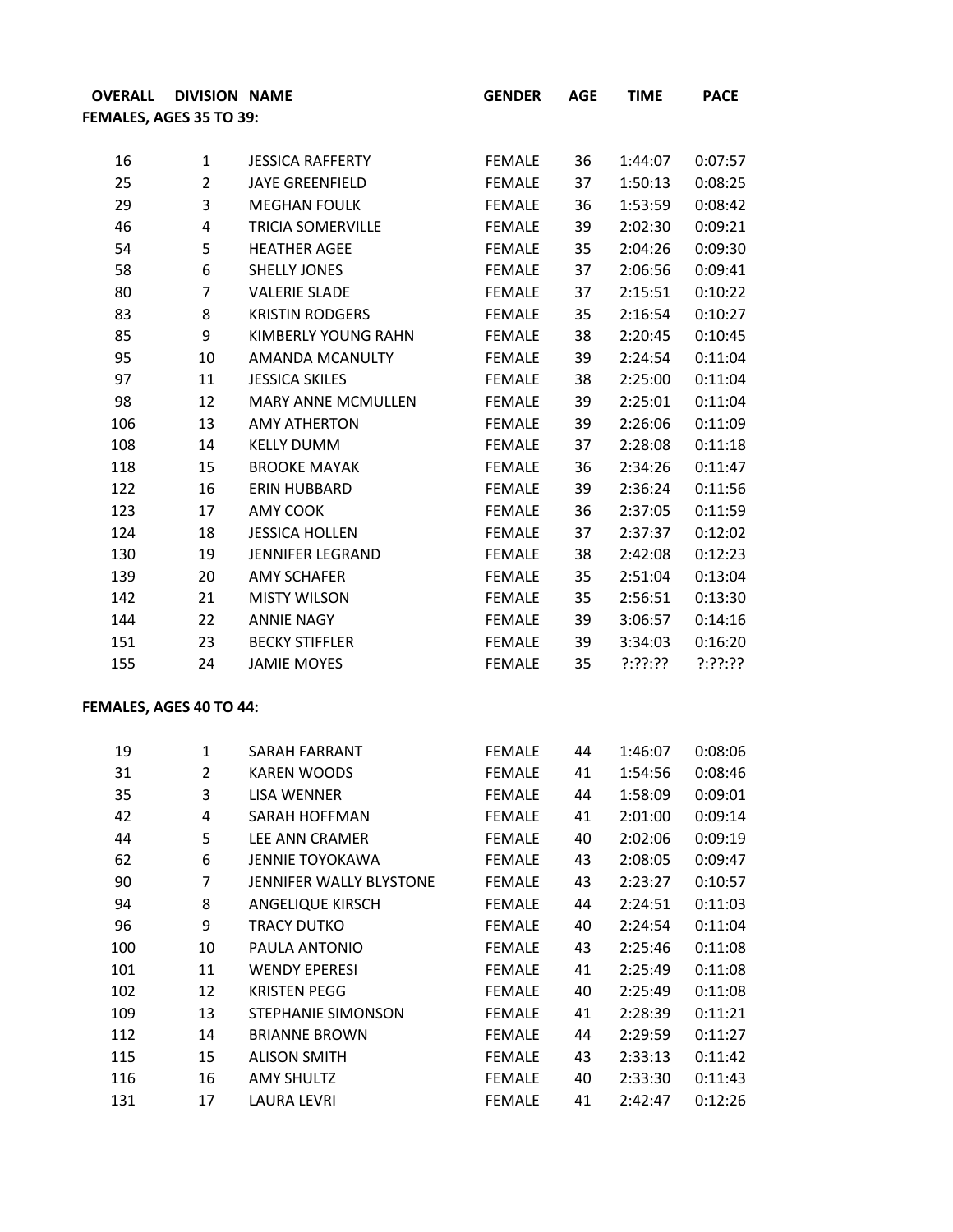| OVERALL | DIVISION | NAME | GENDER | AGE | TIME | PACE |
|---|---|---|---|---|---|---|
| **FEMALES, AGES 35 TO 39:** | | | | | | |
| 16 | 1 | JESSICA RAFFERTY | FEMALE | 36 | 1:44:07 | 0:07:57 |
| 25 | 2 | JAYE GREENFIELD | FEMALE | 37 | 1:50:13 | 0:08:25 |
| 29 | 3 | MEGHAN FOULK | FEMALE | 36 | 1:53:59 | 0:08:42 |
| 46 | 4 | TRICIA SOMERVILLE | FEMALE | 39 | 2:02:30 | 0:09:21 |
| 54 | 5 | HEATHER AGEE | FEMALE | 35 | 2:04:26 | 0:09:30 |
| 58 | 6 | SHELLY JONES | FEMALE | 37 | 2:06:56 | 0:09:41 |
| 80 | 7 | VALERIE SLADE | FEMALE | 37 | 2:15:51 | 0:10:22 |
| 83 | 8 | KRISTIN RODGERS | FEMALE | 35 | 2:16:54 | 0:10:27 |
| 85 | 9 | KIMBERLY YOUNG RAHN | FEMALE | 38 | 2:20:45 | 0:10:45 |
| 95 | 10 | AMANDA MCANULTY | FEMALE | 39 | 2:24:54 | 0:11:04 |
| 97 | 11 | JESSICA SKILES | FEMALE | 38 | 2:25:00 | 0:11:04 |
| 98 | 12 | MARY ANNE MCMULLEN | FEMALE | 39 | 2:25:01 | 0:11:04 |
| 106 | 13 | AMY ATHERTON | FEMALE | 39 | 2:26:06 | 0:11:09 |
| 108 | 14 | KELLY DUMM | FEMALE | 37 | 2:28:08 | 0:11:18 |
| 118 | 15 | BROOKE MAYAK | FEMALE | 36 | 2:34:26 | 0:11:47 |
| 122 | 16 | ERIN HUBBARD | FEMALE | 39 | 2:36:24 | 0:11:56 |
| 123 | 17 | AMY COOK | FEMALE | 36 | 2:37:05 | 0:11:59 |
| 124 | 18 | JESSICA HOLLEN | FEMALE | 37 | 2:37:37 | 0:12:02 |
| 130 | 19 | JENNIFER LEGRAND | FEMALE | 38 | 2:42:08 | 0:12:23 |
| 139 | 20 | AMY SCHAFER | FEMALE | 35 | 2:51:04 | 0:13:04 |
| 142 | 21 | MISTY WILSON | FEMALE | 35 | 2:56:51 | 0:13:30 |
| 144 | 22 | ANNIE NAGY | FEMALE | 39 | 3:06:57 | 0:14:16 |
| 151 | 23 | BECKY STIFFLER | FEMALE | 39 | 3:34:03 | 0:16:20 |
| 155 | 24 | JAMIE MOYES | FEMALE | 35 | ?:??:?? | ?:??:?? |
| **FEMALES, AGES 40 TO 44:** | | | | | | |
| 19 | 1 | SARAH FARRANT | FEMALE | 44 | 1:46:07 | 0:08:06 |
| 31 | 2 | KAREN WOODS | FEMALE | 41 | 1:54:56 | 0:08:46 |
| 35 | 3 | LISA WENNER | FEMALE | 44 | 1:58:09 | 0:09:01 |
| 42 | 4 | SARAH HOFFMAN | FEMALE | 41 | 2:01:00 | 0:09:14 |
| 44 | 5 | LEE ANN CRAMER | FEMALE | 40 | 2:02:06 | 0:09:19 |
| 62 | 6 | JENNIE TOYOKAWA | FEMALE | 43 | 2:08:05 | 0:09:47 |
| 90 | 7 | JENNIFER WALLY BLYSTONE | FEMALE | 43 | 2:23:27 | 0:10:57 |
| 94 | 8 | ANGELIQUE KIRSCH | FEMALE | 44 | 2:24:51 | 0:11:03 |
| 96 | 9 | TRACY DUTKO | FEMALE | 40 | 2:24:54 | 0:11:04 |
| 100 | 10 | PAULA ANTONIO | FEMALE | 43 | 2:25:46 | 0:11:08 |
| 101 | 11 | WENDY EPERESI | FEMALE | 41 | 2:25:49 | 0:11:08 |
| 102 | 12 | KRISTEN PEGG | FEMALE | 40 | 2:25:49 | 0:11:08 |
| 109 | 13 | STEPHANIE SIMONSON | FEMALE | 41 | 2:28:39 | 0:11:21 |
| 112 | 14 | BRIANNE BROWN | FEMALE | 44 | 2:29:59 | 0:11:27 |
| 115 | 15 | ALISON SMITH | FEMALE | 43 | 2:33:13 | 0:11:42 |
| 116 | 16 | AMY SHULTZ | FEMALE | 40 | 2:33:30 | 0:11:43 |
| 131 | 17 | LAURA LEVRI | FEMALE | 41 | 2:42:47 | 0:12:26 |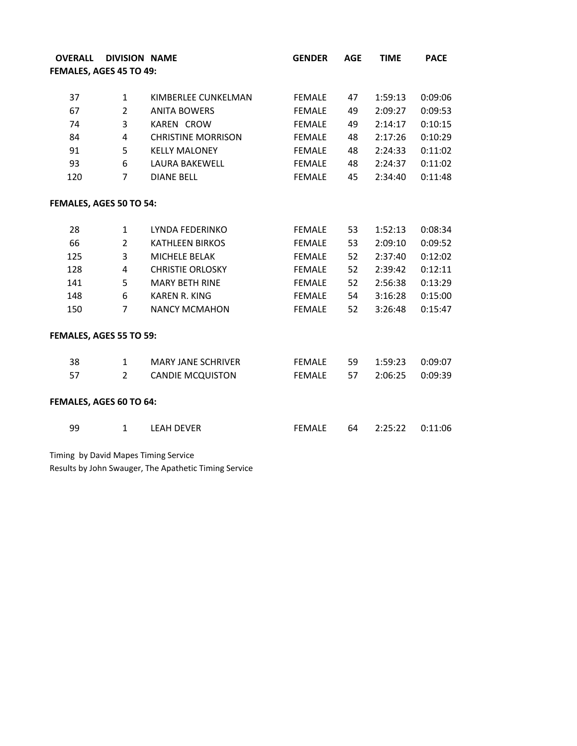| OVERALL | DIVISION | NAME | GENDER | AGE | TIME | PACE |
|---|---|---|---|---|---|---|
| **FEMALES, AGES 45 TO 49:** | | | | | | |
| 37 | 1 | KIMBERLEE CUNKELMAN | FEMALE | 47 | 1:59:13 | 0:09:06 |
| 67 | 2 | ANITA BOWERS | FEMALE | 49 | 2:09:27 | 0:09:53 |
| 74 | 3 | KAREN CROW | FEMALE | 49 | 2:14:17 | 0:10:15 |
| 84 | 4 | CHRISTINE MORRISON | FEMALE | 48 | 2:17:26 | 0:10:29 |
| 91 | 5 | KELLY MALONEY | FEMALE | 48 | 2:24:33 | 0:11:02 |
| 93 | 6 | LAURA BAKEWELL | FEMALE | 48 | 2:24:37 | 0:11:02 |
| 120 | 7 | DIANE BELL | FEMALE | 45 | 2:34:40 | 0:11:48 |
| **FEMALES, AGES 50 TO 54:** | | | | | | |
| 28 | 1 | LYNDA FEDERINKO | FEMALE | 53 | 1:52:13 | 0:08:34 |
| 66 | 2 | KATHLEEN BIRKOS | FEMALE | 53 | 2:09:10 | 0:09:52 |
| 125 | 3 | MICHELE BELAK | FEMALE | 52 | 2:37:40 | 0:12:02 |
| 128 | 4 | CHRISTIE ORLOSKY | FEMALE | 52 | 2:39:42 | 0:12:11 |
| 141 | 5 | MARY BETH RINE | FEMALE | 52 | 2:56:38 | 0:13:29 |
| 148 | 6 | KAREN R. KING | FEMALE | 54 | 3:16:28 | 0:15:00 |
| 150 | 7 | NANCY MCMAHON | FEMALE | 52 | 3:26:48 | 0:15:47 |
| **FEMALES, AGES 55 TO 59:** | | | | | | |
| 38 | 1 | MARY JANE SCHRIVER | FEMALE | 59 | 1:59:23 | 0:09:07 |
| 57 | 2 | CANDIE MCQUISTON | FEMALE | 57 | 2:06:25 | 0:09:39 |
| **FEMALES, AGES 60 TO 64:** | | | | | | |
| 99 | 1 | LEAH DEVER | FEMALE | 64 | 2:25:22 | 0:11:06 |

Timing by David Mapes Timing Service

Results by John Swauger, The Apathetic Timing Service